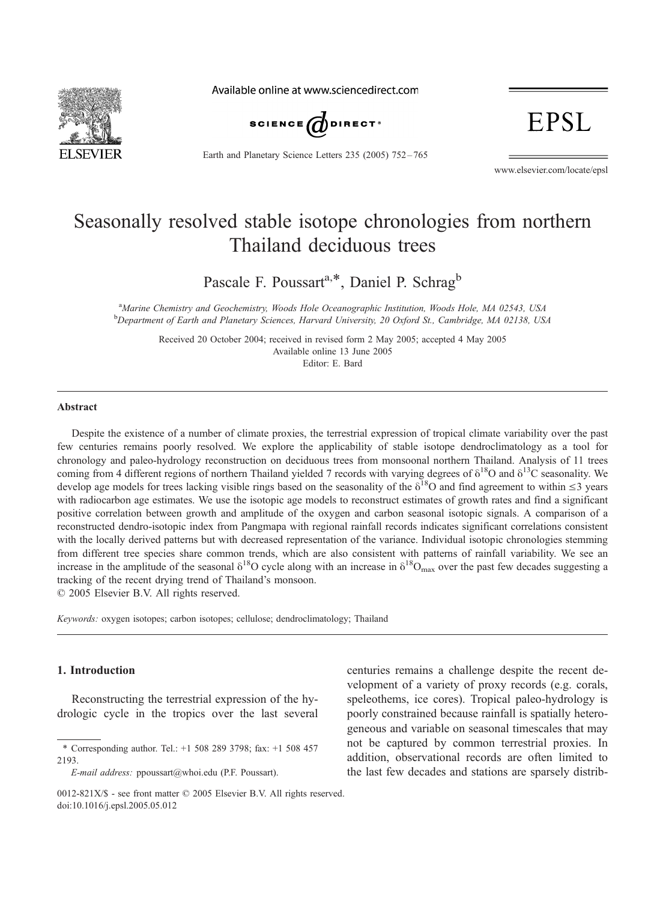# Seasonally resolved stable isotope chronologies from northern Thailand deciduous trees

Pascale F. Poussart[a,*], Daniel P. Schrag[b]

[a]Marine Chemistry and Geochemistry, Woods Hole Oceanographic Institution, Woods Hole, MA 02543, USA
[b]Department of Earth and Planetary Sciences, Harvard University, 20 Oxford St., Cambridge, MA 02138, USA

Received 20 October 2004; received in revised form 2 May 2005; accepted 4 May 2005
Available online 13 June 2005
Editor: E. Bard

## Abstract

Despite the existence of a number of climate proxies, the terrestrial expression of tropical climate variability over the past few centuries remains poorly resolved. We explore the applicability of stable isotope dendroclimatology as a tool for chronology and paleo-hydrology reconstruction on deciduous trees from monsoonal northern Thailand. Analysis of 11 trees coming from 4 different regions of northern Thailand yielded 7 records with varying degrees of $\delta^{18}O$ and $\delta^{13}C$ seasonality. We develop age models for trees lacking visible rings based on the seasonality of the $\delta^{18}O$ and find agreement to within $\leq 3$ years with radiocarbon age estimates. We use the isotopic age models to reconstruct estimates of growth rates and find a significant positive correlation between growth and amplitude of the oxygen and carbon seasonal isotopic signals. A comparison of a reconstructed dendro-isotopic index from Pangmapa with regional rainfall records indicates significant correlations consistent with the locally derived patterns but with decreased representation of the variance. Individual isotopic chronologies stemming from different tree species share common trends, which are also consistent with patterns of rainfall variability. We see an increase in the amplitude of the seasonal $\delta^{18}O$ cycle along with an increase in $\delta^{18}O_{max}$ over the past few decades suggesting a tracking of the recent drying trend of Thailand's monsoon.
© 2005 Elsevier B.V. All rights reserved.

*Keywords:* oxygen isotopes; carbon isotopes; cellulose; dendroclimatology; Thailand

## 1. Introduction

Reconstructing the terrestrial expression of the hydrologic cycle in the tropics over the last several centuries remains a challenge despite the recent development of a variety of proxy records (e.g. corals, speleothems, ice cores). Tropical paleo-hydrology is poorly constrained because rainfall is spatially heterogeneous and variable on seasonal timescales that may not be captured by common terrestrial proxies. In addition, observational records are often limited to the last few decades and stations are sparsely distrib-

\* Corresponding author. Tel.: +1 508 289 3798; fax: +1 508 457 2193.
*E-mail address:* ppoussart@whoi.edu (P.F. Poussart).

0012-821X/$ - see front matter © 2005 Elsevier B.V. All rights reserved.
doi:10.1016/j.epsl.2005.05.012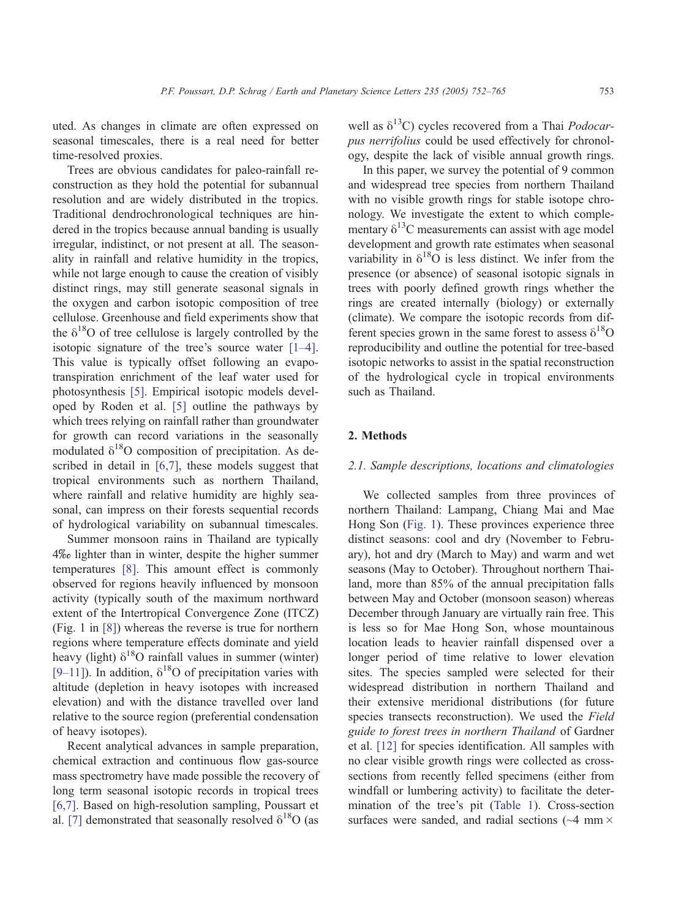uted. As changes in climate are often expressed on seasonal timescales, there is a real need for better time-resolved proxies.

Trees are obvious candidates for paleo-rainfall reconstruction as they hold the potential for subannual resolution and are widely distributed in the tropics. Traditional dendrochronological techniques are hindered in the tropics because annual banding is usually irregular, indistinct, or not present at all. The seasonality in rainfall and relative humidity in the tropics, while not large enough to cause the creation of visibly distinct rings, may still generate seasonal signals in the oxygen and carbon isotopic composition of tree cellulose. Greenhouse and field experiments show that the $\delta^{18}O$ of tree cellulose is largely controlled by the isotopic signature of the tree's source water [1–4]. This value is typically offset following an evapotranspiration enrichment of the leaf water used for photosynthesis [5]. Empirical isotopic models developed by Roden et al. [5] outline the pathways by which trees relying on rainfall rather than groundwater for growth can record variations in the seasonally modulated $\delta^{18}O$ composition of precipitation. As described in detail in [6,7], these models suggest that tropical environments such as northern Thailand, where rainfall and relative humidity are highly seasonal, can impress on their forests sequential records of hydrological variability on subannual timescales.

Summer monsoon rains in Thailand are typically 4‰ lighter than in winter, despite the higher summer temperatures [8]. This amount effect is commonly observed for regions heavily influenced by monsoon activity (typically south of the maximum northward extent of the Intertropical Convergence Zone (ITCZ) (Fig. 1 in [8]) whereas the reverse is true for northern regions where temperature effects dominate and yield heavy (light) $\delta^{18}O$ rainfall values in summer (winter) [9–11]). In addition, $\delta^{18}O$ of precipitation varies with altitude (depletion in heavy isotopes with increased elevation) and with the distance travelled over land relative to the source region (preferential condensation of heavy isotopes).

Recent analytical advances in sample preparation, chemical extraction and continuous flow gas-source mass spectrometry have made possible the recovery of long term seasonal isotopic records in tropical trees [6,7]. Based on high-resolution sampling, Poussart et al. [7] demonstrated that seasonally resolved $\delta^{18}O$ (as well as $\delta^{13}C$) cycles recovered from a Thai *Podocarpus nerrifolius* could be used effectively for chronology, despite the lack of visible annual growth rings.

In this paper, we survey the potential of 9 common and widespread tree species from northern Thailand with no visible growth rings for stable isotope chronology. We investigate the extent to which complementary $\delta^{13}C$ measurements can assist with age model development and growth rate estimates when seasonal variability in $\delta^{18}O$ is less distinct. We infer from the presence (or absence) of seasonal isotopic signals in trees with poorly defined growth rings whether the rings are created internally (biology) or externally (climate). We compare the isotopic records from different species grown in the same forest to assess $\delta^{18}O$ reproducibility and outline the potential for tree-based isotopic networks to assist in the spatial reconstruction of the hydrological cycle in tropical environments such as Thailand.

## 2. Methods

### 2.1. Sample descriptions, locations and climatologies

We collected samples from three provinces of northern Thailand: Lampang, Chiang Mai and Mae Hong Son (Fig. 1). These provinces experience three distinct seasons: cool and dry (November to February), hot and dry (March to May) and warm and wet seasons (May to October). Throughout northern Thailand, more than 85% of the annual precipitation falls between May and October (monsoon season) whereas December through January are virtually rain free. This is less so for Mae Hong Son, whose mountainous location leads to heavier rainfall dispensed over a longer period of time relative to lower elevation sites. The species sampled were selected for their widespread distribution in northern Thailand and their extensive meridional distributions (for future species transects reconstruction). We used the *Field guide to forest trees in northern Thailand* of Gardner et al. [12] for species identification. All samples with no clear visible growth rings were collected as cross-sections from recently felled specimens (either from windfall or lumbering activity) to facilitate the determination of the tree's pit (Table 1). Cross-section surfaces were sanded, and radial sections (~4 mm ×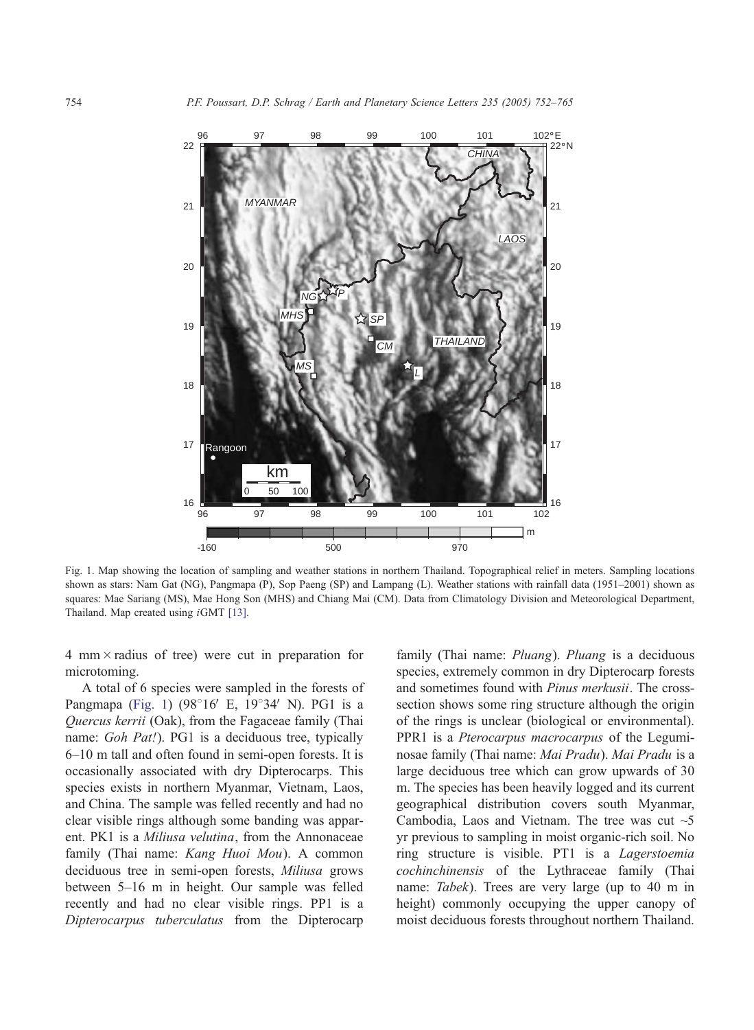Fig. 1. Map showing the location of sampling and weather stations in northern Thailand. Topographical relief in meters. Sampling locations shown as stars: Nam Gat (NG), Pangmapa (P), Sop Paeng (SP) and Lampang (L). Weather stations with rainfall data (1951–2001) shown as squares: Mae Sariang (MS), Mae Hong Son (MHS) and Chiang Mai (CM). Data from Climatology Division and Meteorological Department, Thailand. Map created using *i*GMT [13].

4 mm × radius of tree) were cut in preparation for microtoming.

A total of 6 species were sampled in the forests of Pangmapa (Fig. 1) (98°16′ E, 19°34′ N). PG1 is a *Quercus kerrii* (Oak), from the Fagaceae family (Thai name: *Goh Pat!*). PG1 is a deciduous tree, typically 6–10 m tall and often found in semi-open forests. It is occasionally associated with dry Dipterocarps. This species exists in northern Myanmar, Vietnam, Laos, and China. The sample was felled recently and had no clear visible rings although some banding was apparent. PK1 is a *Miliusa velutina*, from the Annonaceae family (Thai name: *Kang Huoi Mou*). A common deciduous tree in semi-open forests, *Miliusa* grows between 5–16 m in height. Our sample was felled recently and had no clear visible rings. PP1 is a *Dipterocarpus tuberculatus* from the Dipterocarp family (Thai name: *Pluang*). *Pluang* is a deciduous species, extremely common in dry Dipterocarp forests and sometimes found with *Pinus merkusii*. The cross-section shows some ring structure although the origin of the rings is unclear (biological or environmental). PPR1 is a *Pterocarpus macrocarpus* of the Leguminosae family (Thai name: *Mai Pradu*). *Mai Pradu* is a large deciduous tree which can grow upwards of 30 m. The species has been heavily logged and its current geographical distribution covers south Myanmar, Cambodia, Laos and Vietnam. The tree was cut ~5 yr previous to sampling in moist organic-rich soil. No ring structure is visible. PT1 is a *Lagerstoemia cochinchinensis* of the Lythraceae family (Thai name: *Tabek*). Trees are very large (up to 40 m in height) commonly occupying the upper canopy of moist deciduous forests throughout northern Thailand.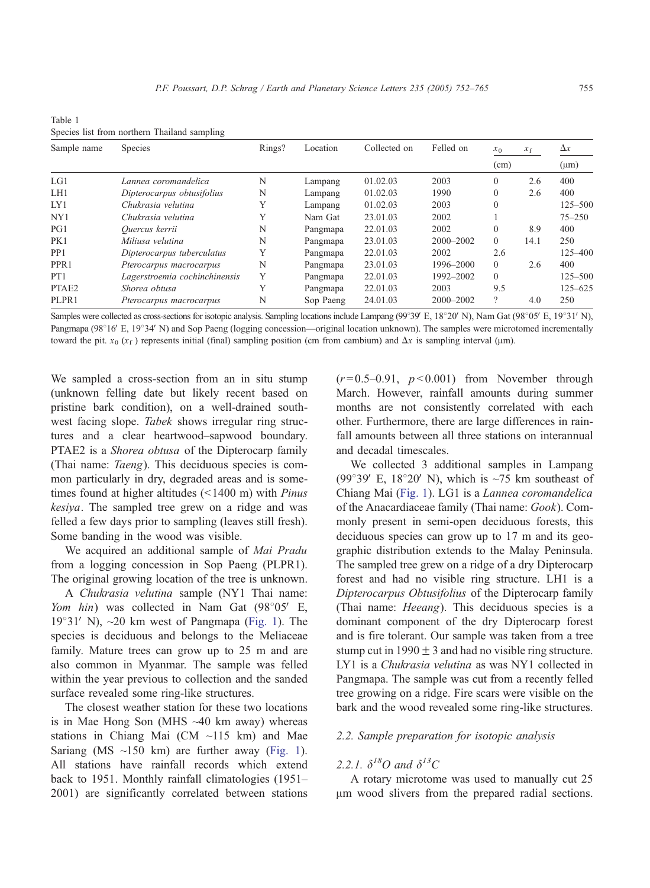Table 1
Species list from northern Thailand sampling

| Sample name | Species | Rings? | Location | Collected on | Felled on | $x_0$ (cm) | $x_f$ | $\Delta x$ (μm) |
|---|---|---|---|---|---|---|---|---|
| LG1 | *Lannea coromandelica* | N | Lampang | 01.02.03 | 2003 | 0 | 2.6 | 400 |
| LH1 | *Dipterocarpus obtusifolius* | N | Lampang | 01.02.03 | 1990 | 0 | 2.6 | 400 |
| LY1 | *Chukrasia velutina* | Y | Lampang | 01.02.03 | 2003 | 0 | | 125–500 |
| NY1 | *Chukrasia velutina* | Y | Nam Gat | 23.01.03 | 2002 | 1 | | 75–250 |
| PG1 | *Quercus kerrii* | N | Pangmapa | 22.01.03 | 2002 | 0 | 8.9 | 400 |
| PK1 | *Miliusa velutina* | N | Pangmapa | 23.01.03 | 2000–2002 | 0 | 14.1 | 250 |
| PP1 | *Dipterocarpus tuberculatus* | Y | Pangmapa | 22.01.03 | 2002 | 2.6 | | 125–400 |
| PPR1 | *Pterocarpus macrocarpus* | N | Pangmapa | 23.01.03 | 1996–2000 | 0 | 2.6 | 400 |
| PT1 | *Lagerstroemia cochinchinensis* | Y | Pangmapa | 22.01.03 | 1992–2002 | 0 | | 125–500 |
| PTAE2 | *Shorea obtusa* | Y | Pangmapa | 22.01.03 | 2003 | 9.5 | | 125–625 |
| PLPR1 | *Pterocarpus macrocarpus* | N | Sop Paeng | 24.01.03 | 2000–2002 | ? | 4.0 | 250 |

Samples were collected as cross-sections for isotopic analysis. Sampling locations include Lampang (99°39′ E, 18°20′ N), Nam Gat (98°05′ E, 19°31′ N), Pangmapa (98°16′ E, 19°34′ N) and Sop Paeng (logging concession—original location unknown). The samples were microtomed incrementally toward the pit. $x_0$ ($x_f$) represents initial (final) sampling position (cm from cambium) and $\Delta x$ is sampling interval (μm).

We sampled a cross-section from an in situ stump (unknown felling date but likely recent based on pristine bark condition), on a well-drained southwest facing slope. *Tabek* shows irregular ring structures and a clear heartwood–sapwood boundary. PTAE2 is a *Shorea obtusa* of the Dipterocarp family (Thai name: *Taeng*). This deciduous species is common particularly in dry, degraded areas and is sometimes found at higher altitudes (<1400 m) with *Pinus kesiya*. The sampled tree grew on a ridge and was felled a few days prior to sampling (leaves still fresh). Some banding in the wood was visible.

We acquired an additional sample of *Mai Pradu* from a logging concession in Sop Paeng (PLPR1). The original growing location of the tree is unknown.

A *Chukrasia velutina* sample (NY1 Thai name: *Yom hin*) was collected in Nam Gat (98°05′ E, 19°31′ N), ~20 km west of Pangmapa (Fig. 1). The species is deciduous and belongs to the Meliaceae family. Mature trees can grow up to 25 m and are also common in Myanmar. The sample was felled within the year previous to collection and the sanded surface revealed some ring-like structures.

The closest weather station for these two locations is in Mae Hong Son (MHS ~40 km away) whereas stations in Chiang Mai (CM ~115 km) and Mae Sariang (MS ~150 km) are further away (Fig. 1). All stations have rainfall records which extend back to 1951. Monthly rainfall climatologies (1951–2001) are significantly correlated between stations ($r=0.5$–$0.91$, $p<0.001$) from November through March. However, rainfall amounts during summer months are not consistently correlated with each other. Furthermore, there are large differences in rainfall amounts between all three stations on interannual and decadal timescales.

We collected 3 additional samples in Lampang (99°39′ E, 18°20′ N), which is ~75 km southeast of Chiang Mai (Fig. 1). LG1 is a *Lannea coromandelica* of the Anacardiaceae family (Thai name: *Gook*). Commonly present in semi-open deciduous forests, this deciduous species can grow up to 17 m and its geographic distribution extends to the Malay Peninsula. The sampled tree grew on a ridge of a dry Dipterocarp forest and had no visible ring structure. LH1 is a *Dipterocarpus Obtusifolius* of the Dipterocarp family (Thai name: *Heeang*). This deciduous species is a dominant component of the dry Dipterocarp forest and is fire tolerant. Our sample was taken from a tree stump cut in 1990 ± 3 and had no visible ring structure. LY1 is a *Chukrasia velutina* as was NY1 collected in Pangmapa. The sample was cut from a recently felled tree growing on a ridge. Fire scars were visible on the bark and the wood revealed some ring-like structures.

### 2.2. Sample preparation for isotopic analysis

#### 2.2.1. $\delta^{18}O$ and $\delta^{13}C$

A rotary microtome was used to manually cut 25 μm wood slivers from the prepared radial sections.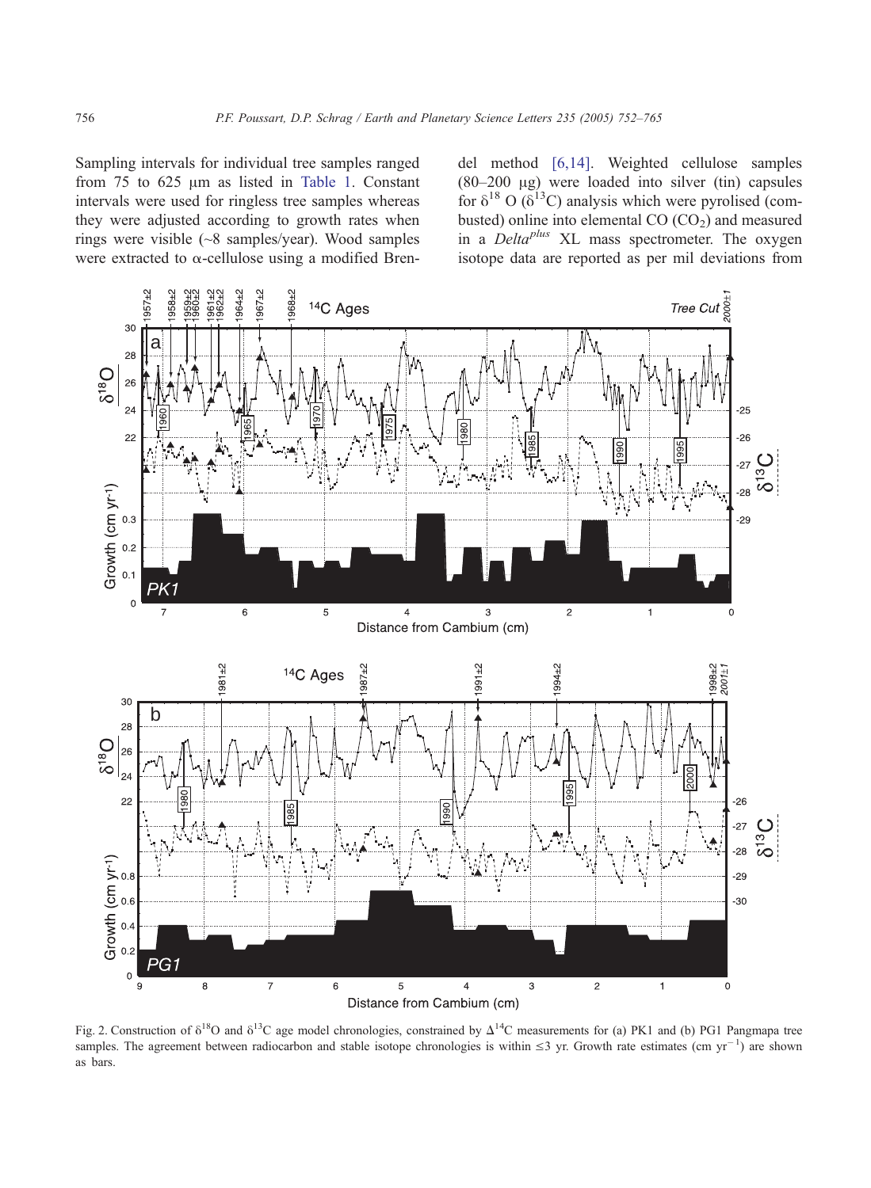Sampling intervals for individual tree samples ranged from 75 to 625 μm as listed in Table 1. Constant intervals were used for ringless tree samples whereas they were adjusted according to growth rates when rings were visible (~8 samples/year). Wood samples were extracted to α-cellulose using a modified Brendel method [6,14]. Weighted cellulose samples (80–200 μg) were loaded into silver (tin) capsules for $\delta^{18}$O ($\delta^{13}$C) analysis which were pyrolised (combusted) online into elemental CO ($CO_2$) and measured in a *Delta*[plus] XL mass spectrometer. The oxygen isotope data are reported as per mil deviations from

Fig. 2. Construction of $\delta^{18}$O and $\delta^{13}$C age model chronologies, constrained by $\Delta^{14}$C measurements for (a) PK1 and (b) PG1 Pangmapa tree samples. The agreement between radiocarbon and stable isotope chronologies is within ≤3 yr. Growth rate estimates (cm $yr^{-1}$) are shown as bars.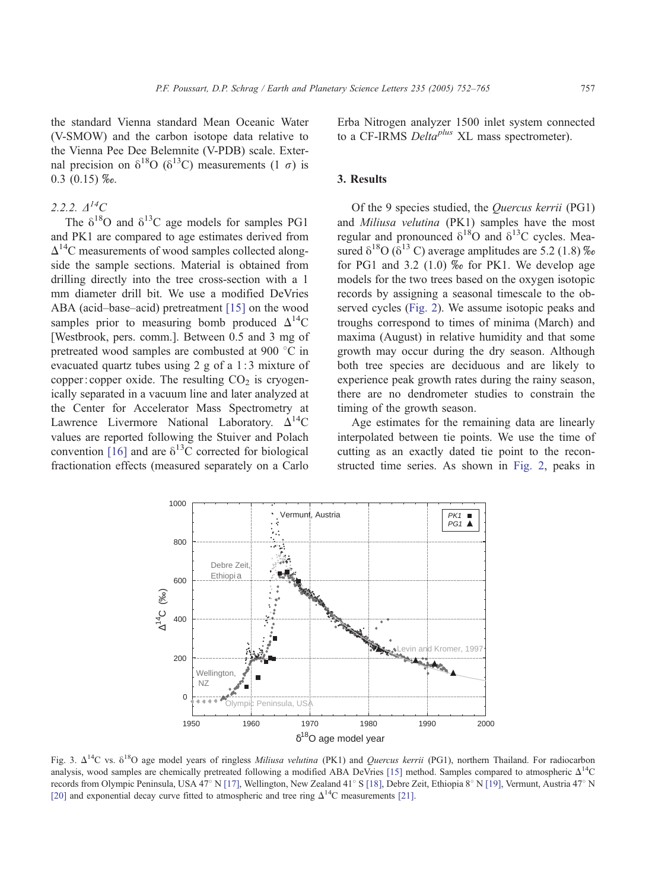the standard Vienna standard Mean Oceanic Water (V-SMOW) and the carbon isotope data relative to the Vienna Pee Dee Belemnite (V-PDB) scale. External precision on $\delta^{18}O$ ($\delta^{13}C$) measurements (1 $\sigma$) is 0.3 (0.15) ‰.

#### 2.2.2. $\Delta^{14}C$

The $\delta^{18}O$ and $\delta^{13}C$ age models for samples PG1 and PK1 are compared to age estimates derived from $\Delta^{14}C$ measurements of wood samples collected alongside the sample sections. Material is obtained from drilling directly into the tree cross-section with a 1 mm diameter drill bit. We use a modified DeVries ABA (acid–base–acid) pretreatment [15] on the wood samples prior to measuring bomb produced $\Delta^{14}C$ [Westbrook, pers. comm.]. Between 0.5 and 3 mg of pretreated wood samples are combusted at 900 °C in evacuated quartz tubes using 2 g of a 1 : 3 mixture of copper : copper oxide. The resulting $CO_2$ is cryogenically separated in a vacuum line and later analyzed at the Center for Accelerator Mass Spectrometry at Lawrence Livermore National Laboratory. $\Delta^{14}C$ values are reported following the Stuiver and Polach convention [16] and are $\delta^{13}C$ corrected for biological fractionation effects (measured separately on a Carlo Erba Nitrogen analyzer 1500 inlet system connected to a CF-IRMS *Delta^plus* XL mass spectrometer).

## 3. Results

Of the 9 species studied, the *Quercus kerrii* (PG1) and *Miliusa velutina* (PK1) samples have the most regular and pronounced $\delta^{18}O$ and $\delta^{13}C$ cycles. Measured $\delta^{18}O$ ($\delta^{13}$ C) average amplitudes are 5.2 (1.8) ‰ for PG1 and 3.2 (1.0) ‰ for PK1. We develop age models for the two trees based on the oxygen isotopic records by assigning a seasonal timescale to the observed cycles (Fig. 2). We assume isotopic peaks and troughs correspond to times of minima (March) and maxima (August) in relative humidity and that some growth may occur during the dry season. Although both tree species are deciduous and are likely to experience peak growth rates during the rainy season, there are no dendrometer studies to constrain the timing of the growth season.

Age estimates for the remaining data are linearly interpolated between tie points. We use the time of cutting as an exactly dated tie point to the reconstructed time series. As shown in Fig. 2, peaks in

Fig. 3. $\Delta^{14}C$ vs. $\delta^{18}O$ age model years of ringless *Miliusa velutina* (PK1) and *Quercus kerrii* (PG1), northern Thailand. For radiocarbon analysis, wood samples are chemically pretreated following a modified ABA DeVries [15] method. Samples compared to atmospheric $\Delta^{14}C$ records from Olympic Peninsula, USA 47° N [17], Wellington, New Zealand 41° S [18], Debre Zeit, Ethiopia 8° N [19], Vermunt, Austria 47° N [20] and exponential decay curve fitted to atmospheric and tree ring $\Delta^{14}C$ measurements [21].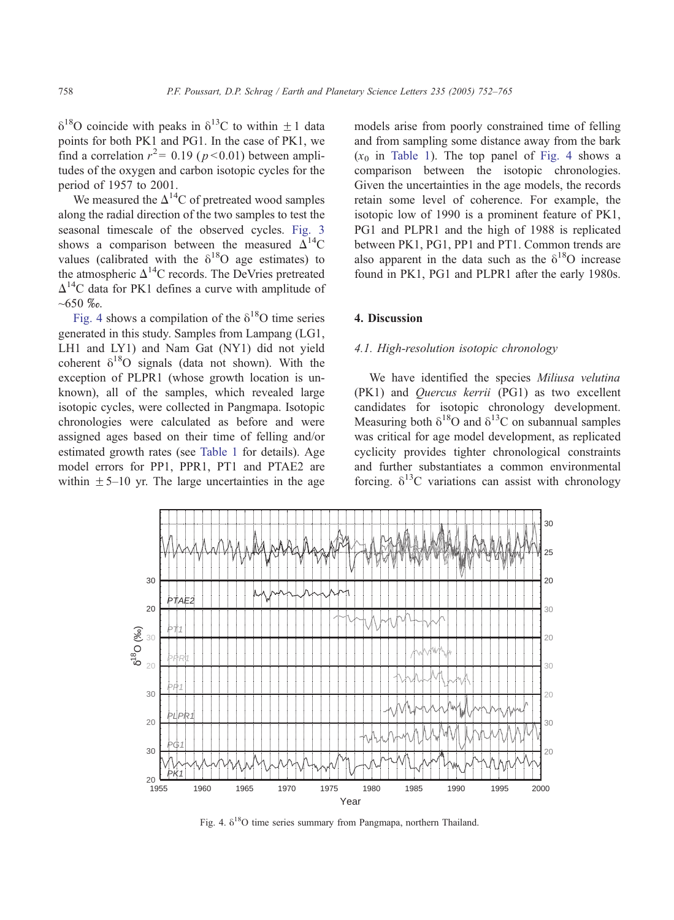$\delta^{18}O$ coincide with peaks in $\delta^{13}C$ to within $\pm 1$ data points for both PK1 and PG1. In the case of PK1, we find a correlation $r^2 = 0.19$ ($p < 0.01$) between amplitudes of the oxygen and carbon isotopic cycles for the period of 1957 to 2001.

We measured the $\Delta^{14}C$ of pretreated wood samples along the radial direction of the two samples to test the seasonal timescale of the observed cycles. Fig. 3 shows a comparison between the measured $\Delta^{14}C$ values (calibrated with the $\delta^{18}O$ age estimates) to the atmospheric $\Delta^{14}C$ records. The DeVries pretreated $\Delta^{14}C$ data for PK1 defines a curve with amplitude of ~650 ‰.

Fig. 4 shows a compilation of the $\delta^{18}O$ time series generated in this study. Samples from Lampang (LG1, LH1 and LY1) and Nam Gat (NY1) did not yield coherent $\delta^{18}O$ signals (data not shown). With the exception of PLPR1 (whose growth location is unknown), all of the samples, which revealed large isotopic cycles, were collected in Pangmapa. Isotopic chronologies were calculated as before and were assigned ages based on their time of felling and/or estimated growth rates (see Table 1 for details). Age model errors for PP1, PPR1, PT1 and PTAE2 are within ±5–10 yr. The large uncertainties in the age models arise from poorly constrained time of felling and from sampling some distance away from the bark ($x_0$ in Table 1). The top panel of Fig. 4 shows a comparison between the isotopic chronologies. Given the uncertainties in the age models, the records retain some level of coherence. For example, the isotopic low of 1990 is a prominent feature of PK1, PG1 and PLPR1 and the high of 1988 is replicated between PK1, PG1, PP1 and PT1. Common trends are also apparent in the data such as the $\delta^{18}O$ increase found in PK1, PG1 and PLPR1 after the early 1980s.

## 4. Discussion

### *4.1. High-resolution isotopic chronology*

We have identified the species *Miliusa velutina* (PK1) and *Quercus kerrii* (PG1) as two excellent candidates for isotopic chronology development. Measuring both $\delta^{18}O$ and $\delta^{13}C$ on subannual samples was critical for age model development, as replicated cyclicity provides tighter chronological constraints and further substantiates a common environmental forcing. $\delta^{13}C$ variations can assist with chronology

Fig. 4. $\delta^{18}O$ time series summary from Pangmapa, northern Thailand.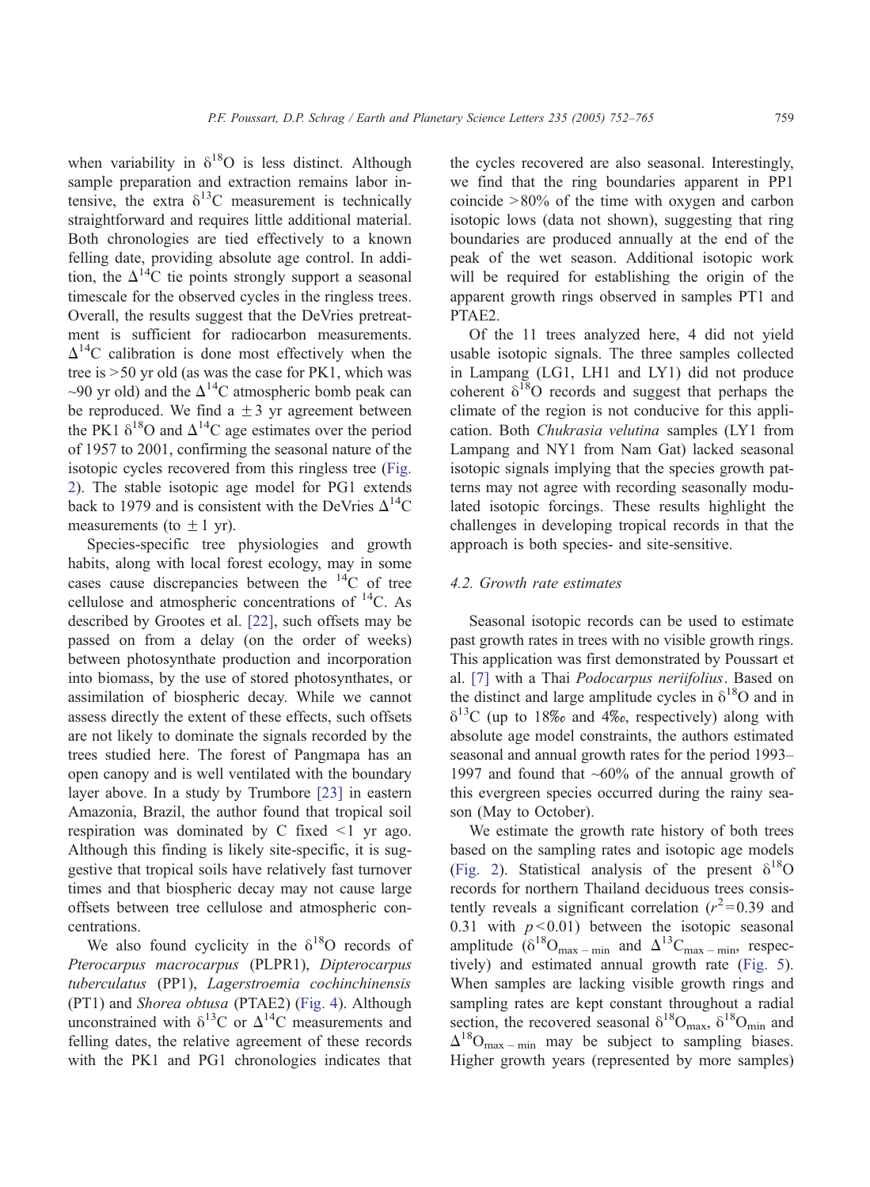when variability in $\delta^{18}O$ is less distinct. Although sample preparation and extraction remains labor intensive, the extra $\delta^{13}C$ measurement is technically straightforward and requires little additional material. Both chronologies are tied effectively to a known felling date, providing absolute age control. In addition, the $\Delta^{14}C$ tie points strongly support a seasonal timescale for the observed cycles in the ringless trees. Overall, the results suggest that the DeVries pretreatment is sufficient for radiocarbon measurements. $\Delta^{14}C$ calibration is done most effectively when the tree is >50 yr old (as was the case for PK1, which was ~90 yr old) and the $\Delta^{14}C$ atmospheric bomb peak can be reproduced. We find a $\pm 3$ yr agreement between the PK1 $\delta^{18}O$ and $\Delta^{14}C$ age estimates over the period of 1957 to 2001, confirming the seasonal nature of the isotopic cycles recovered from this ringless tree (Fig. 2). The stable isotopic age model for PG1 extends back to 1979 and is consistent with the DeVries $\Delta^{14}C$ measurements (to $\pm 1$ yr).

Species-specific tree physiologies and growth habits, along with local forest ecology, may in some cases cause discrepancies between the $^{14}C$ of tree cellulose and atmospheric concentrations of $^{14}C$. As described by Grootes et al. [22], such offsets may be passed on from a delay (on the order of weeks) between photosynthate production and incorporation into biomass, by the use of stored photosynthates, or assimilation of biospheric decay. While we cannot assess directly the extent of these effects, such offsets are not likely to dominate the signals recorded by the trees studied here. The forest of Pangmapa has an open canopy and is well ventilated with the boundary layer above. In a study by Trumbore [23] in eastern Amazonia, Brazil, the author found that tropical soil respiration was dominated by C fixed <1 yr ago. Although this finding is likely site-specific, it is suggestive that tropical soils have relatively fast turnover times and that biospheric decay may not cause large offsets between tree cellulose and atmospheric concentrations.

We also found cyclicity in the $\delta^{18}O$ records of *Pterocarpus macrocarpus* (PLPR1), *Dipterocarpus tuberculatus* (PP1), *Lagerstroemia cochinchinensis* (PT1) and *Shorea obtusa* (PTAE2) (Fig. 4). Although unconstrained with $\delta^{13}C$ or $\Delta^{14}C$ measurements and felling dates, the relative agreement of these records with the PK1 and PG1 chronologies indicates that the cycles recovered are also seasonal. Interestingly, we find that the ring boundaries apparent in PP1 coincide >80% of the time with oxygen and carbon isotopic lows (data not shown), suggesting that ring boundaries are produced annually at the end of the peak of the wet season. Additional isotopic work will be required for establishing the origin of the apparent growth rings observed in samples PT1 and PTAE2.

Of the 11 trees analyzed here, 4 did not yield usable isotopic signals. The three samples collected in Lampang (LG1, LH1 and LY1) did not produce coherent $\delta^{18}O$ records and suggest that perhaps the climate of the region is not conducive for this application. Both *Chukrasia velutina* samples (LY1 from Lampang and NY1 from Nam Gat) lacked seasonal isotopic signals implying that the species growth patterns may not agree with recording seasonally modulated isotopic forcings. These results highlight the challenges in developing tropical records in that the approach is both species- and site-sensitive.

### 4.2. Growth rate estimates

Seasonal isotopic records can be used to estimate past growth rates in trees with no visible growth rings. This application was first demonstrated by Poussart et al. [7] with a Thai *Podocarpus neriifolius*. Based on the distinct and large amplitude cycles in $\delta^{18}O$ and in $\delta^{13}C$ (up to 18‰ and 4‰, respectively) along with absolute age model constraints, the authors estimated seasonal and annual growth rates for the period 1993–1997 and found that ~60% of the annual growth of this evergreen species occurred during the rainy season (May to October).

We estimate the growth rate history of both trees based on the sampling rates and isotopic age models (Fig. 2). Statistical analysis of the present $\delta^{18}O$ records for northern Thailand deciduous trees consistently reveals a significant correlation ($r^2 = 0.39$ and 0.31 with $p < 0.01$) between the isotopic seasonal amplitude ($\delta^{18}O_{max-min}$ and $\Delta^{13}C_{max-min}$, respectively) and estimated annual growth rate (Fig. 5). When samples are lacking visible growth rings and sampling rates are kept constant throughout a radial section, the recovered seasonal $\delta^{18}O_{max}$, $\delta^{18}O_{min}$ and $\Delta^{18}O_{max-min}$ may be subject to sampling biases. Higher growth years (represented by more samples)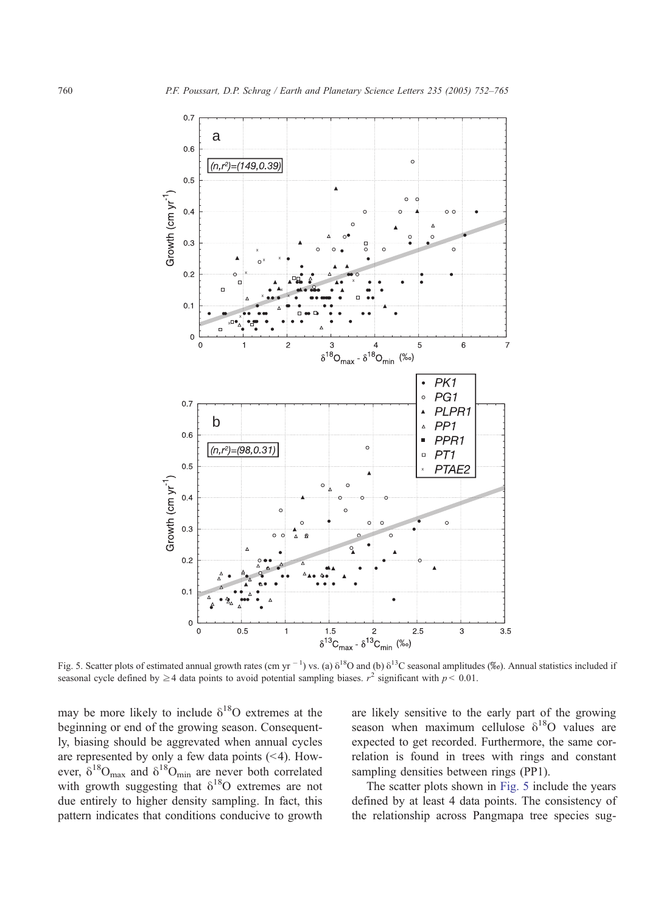Fig. 5. Scatter plots of estimated annual growth rates (cm yr $^{-1}$) vs. (a) $\delta^{18}O$ and (b) $\delta^{13}C$ seasonal amplitudes (‰). Annual statistics included if seasonal cycle defined by $\geq 4$ data points to avoid potential sampling biases. $r^2$ significant with $p < 0.01$.

may be more likely to include $\delta^{18}O$ extremes at the beginning or end of the growing season. Consequently, biasing should be aggrevated when annual cycles are represented by only a few data points (<4). However, $\delta^{18}O_{max}$ and $\delta^{18}O_{min}$ are never both correlated with growth suggesting that $\delta^{18}O$ extremes are not due entirely to higher density sampling. In fact, this pattern indicates that conditions conducive to growth are likely sensitive to the early part of the growing season when maximum cellulose $\delta^{18}O$ values are expected to get recorded. Furthermore, the same correlation is found in trees with rings and constant sampling densities between rings (PP1).

The scatter plots shown in Fig. 5 include the years defined by at least 4 data points. The consistency of the relationship across Pangmapa tree species sug-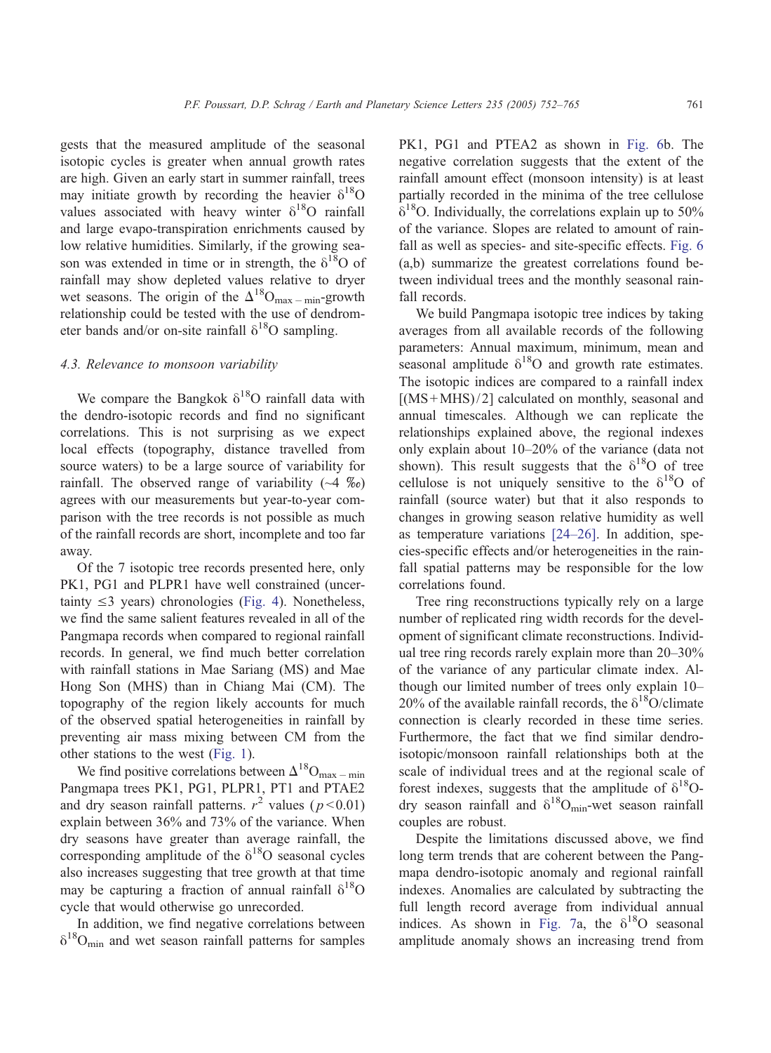gests that the measured amplitude of the seasonal isotopic cycles is greater when annual growth rates are high. Given an early start in summer rainfall, trees may initiate growth by recording the heavier $\delta^{18}O$ values associated with heavy winter $\delta^{18}O$ rainfall and large evapo-transpiration enrichments caused by low relative humidities. Similarly, if the growing season was extended in time or in strength, the $\delta^{18}O$ of rainfall may show depleted values relative to dryer wet seasons. The origin of the $\Delta^{18}O_{max-min}$-growth relationship could be tested with the use of dendrometer bands and/or on-site rainfall $\delta^{18}O$ sampling.

### 4.3. Relevance to monsoon variability

We compare the Bangkok $\delta^{18}O$ rainfall data with the dendro-isotopic records and find no significant correlations. This is not surprising as we expect local effects (topography, distance travelled from source waters) to be a large source of variability for rainfall. The observed range of variability (~4 ‰) agrees with our measurements but year-to-year comparison with the tree records is not possible as much of the rainfall records are short, incomplete and too far away.

Of the 7 isotopic tree records presented here, only PK1, PG1 and PLPR1 have well constrained (uncertainty ≤3 years) chronologies (Fig. 4). Nonetheless, we find the same salient features revealed in all of the Pangmapa records when compared to regional rainfall records. In general, we find much better correlation with rainfall stations in Mae Sariang (MS) and Mae Hong Son (MHS) than in Chiang Mai (CM). The topography of the region likely accounts for much of the observed spatial heterogeneities in rainfall by preventing air mass mixing between CM from the other stations to the west (Fig. 1).

We find positive correlations between $\Delta^{18}O_{max-min}$ Pangmapa trees PK1, PG1, PLPR1, PT1 and PTAE2 and dry season rainfall patterns. $r^2$ values ($p<0.01$) explain between 36% and 73% of the variance. When dry seasons have greater than average rainfall, the corresponding amplitude of the $\delta^{18}O$ seasonal cycles also increases suggesting that tree growth at that time may be capturing a fraction of annual rainfall $\delta^{18}O$ cycle that would otherwise go unrecorded.

In addition, we find negative correlations between $\delta^{18}O_{min}$ and wet season rainfall patterns for samples PK1, PG1 and PTEA2 as shown in Fig. 6b. The negative correlation suggests that the extent of the rainfall amount effect (monsoon intensity) is at least partially recorded in the minima of the tree cellulose $\delta^{18}O$. Individually, the correlations explain up to 50% of the variance. Slopes are related to amount of rainfall as well as species- and site-specific effects. Fig. 6 (a,b) summarize the greatest correlations found between individual trees and the monthly seasonal rainfall records.

We build Pangmapa isotopic tree indices by taking averages from all available records of the following parameters: Annual maximum, minimum, mean and seasonal amplitude $\delta^{18}O$ and growth rate estimates. The isotopic indices are compared to a rainfall index $[(MS+MHS)/2]$ calculated on monthly, seasonal and annual timescales. Although we can replicate the relationships explained above, the regional indexes only explain about 10–20% of the variance (data not shown). This result suggests that the $\delta^{18}O$ of tree cellulose is not uniquely sensitive to the $\delta^{18}O$ of rainfall (source water) but that it also responds to changes in growing season relative humidity as well as temperature variations [24–26]. In addition, species-specific effects and/or heterogeneities in the rainfall spatial patterns may be responsible for the low correlations found.

Tree ring reconstructions typically rely on a large number of replicated ring width records for the development of significant climate reconstructions. Individual tree ring records rarely explain more than 20–30% of the variance of any particular climate index. Although our limited number of trees only explain 10–20% of the available rainfall records, the $\delta^{18}O$/climate connection is clearly recorded in these time series. Furthermore, the fact that we find similar dendro-isotopic/monsoon rainfall relationships both at the scale of individual trees and at the regional scale of forest indexes, suggests that the amplitude of $\delta^{18}O$-dry season rainfall and $\delta^{18}O_{min}$-wet season rainfall couples are robust.

Despite the limitations discussed above, we find long term trends that are coherent between the Pangmapa dendro-isotopic anomaly and regional rainfall indexes. Anomalies are calculated by subtracting the full length record average from individual annual indices. As shown in Fig. 7a, the $\delta^{18}O$ seasonal amplitude anomaly shows an increasing trend from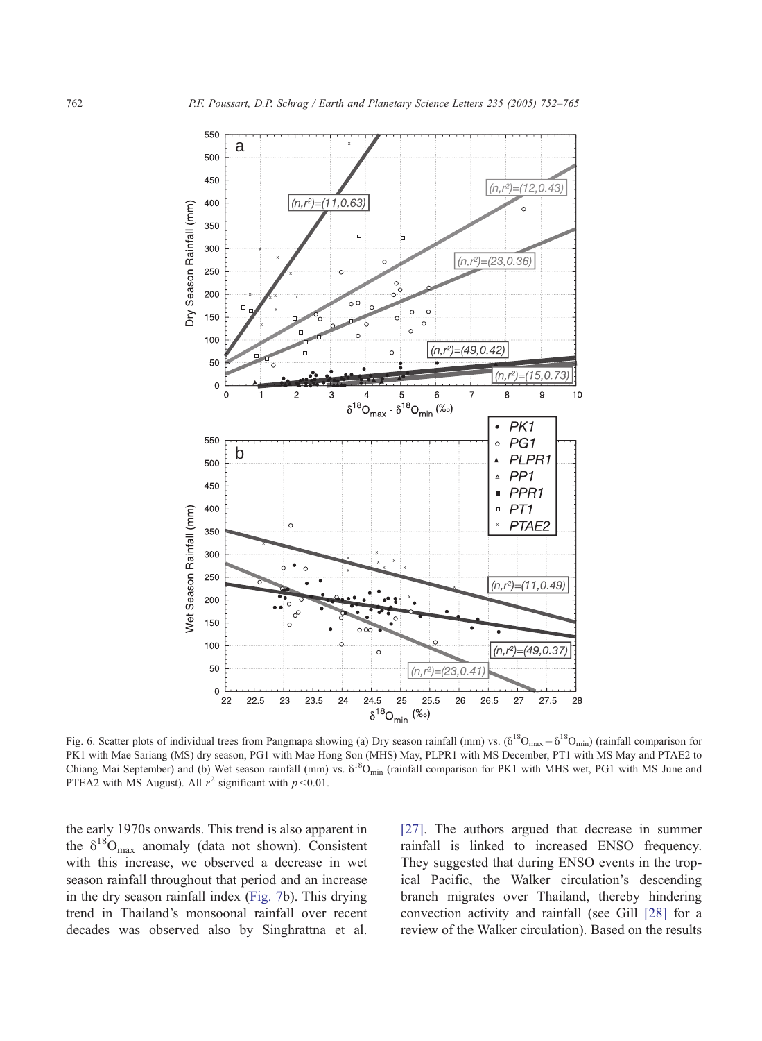Fig. 6. Scatter plots of individual trees from Pangmapa showing (a) Dry season rainfall (mm) vs. ($\delta^{18}O_{max} - \delta^{18}O_{min}$) (rainfall comparison for PK1 with Mae Sariang (MS) dry season, PG1 with Mae Hong Son (MHS) May, PLPR1 with MS December, PT1 with MS May and PTAE2 to Chiang Mai September) and (b) Wet season rainfall (mm) vs. $\delta^{18}O_{min}$ (rainfall comparison for PK1 with MHS wet, PG1 with MS June and PTEA2 with MS August). All $r^2$ significant with $p < 0.01$.

the early 1970s onwards. This trend is also apparent in the $\delta^{18}O_{max}$ anomaly (data not shown). Consistent with this increase, we observed a decrease in wet season rainfall throughout that period and an increase in the dry season rainfall index (Fig. 7b). This drying trend in Thailand's monsoonal rainfall over recent decades was observed also by Singhrattna et al. [27]. The authors argued that decrease in summer rainfall is linked to increased ENSO frequency. They suggested that during ENSO events in the tropical Pacific, the Walker circulation's descending branch migrates over Thailand, thereby hindering convection activity and rainfall (see Gill [28] for a review of the Walker circulation). Based on the results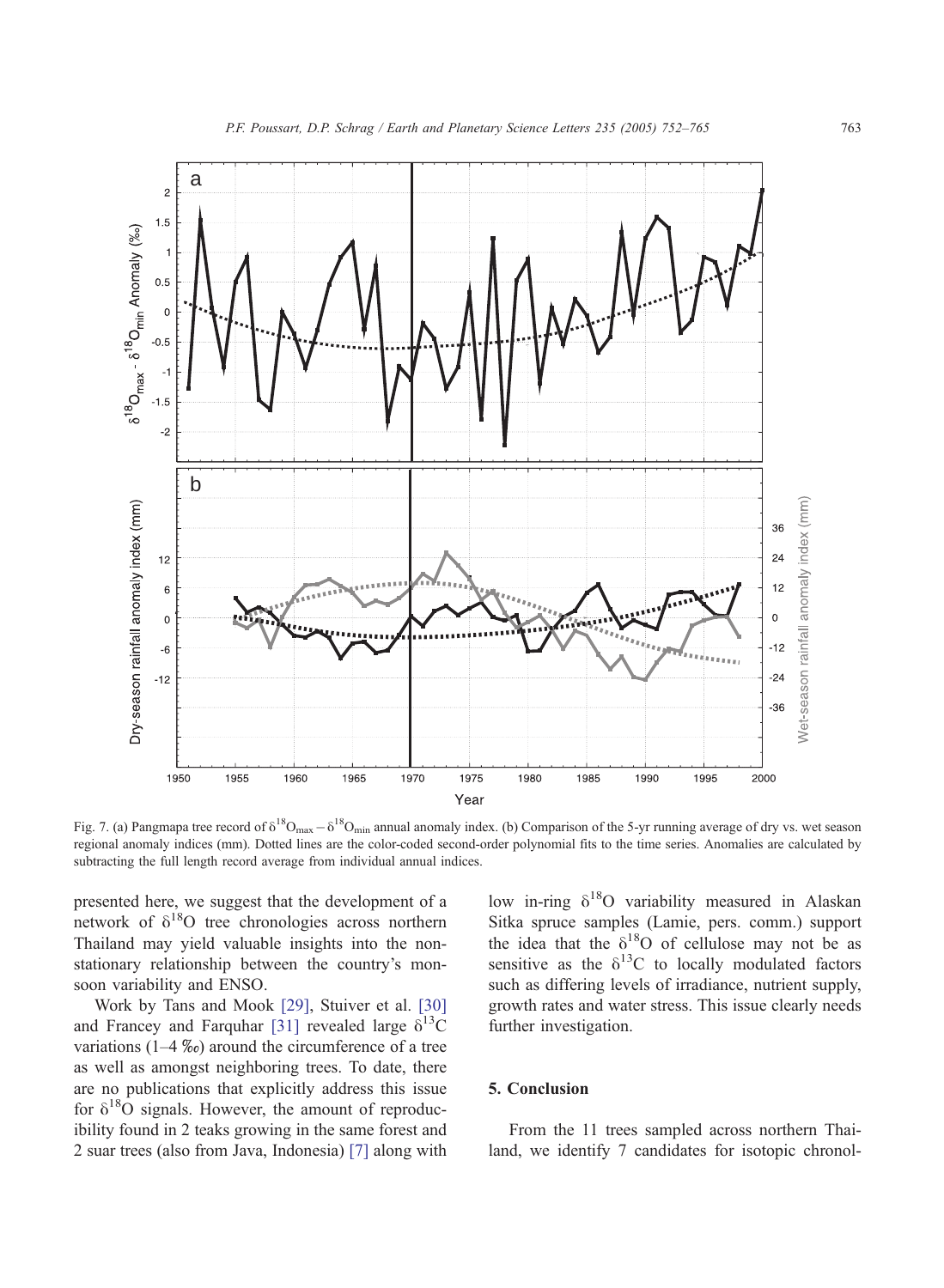Fig. 7. (a) Pangmapa tree record of $\delta^{18}O_{max} - \delta^{18}O_{min}$ annual anomaly index. (b) Comparison of the 5-yr running average of dry vs. wet season regional anomaly indices (mm). Dotted lines are the color-coded second-order polynomial fits to the time series. Anomalies are calculated by subtracting the full length record average from individual annual indices.

presented here, we suggest that the development of a network of $\delta^{18}O$ tree chronologies across northern Thailand may yield valuable insights into the non-stationary relationship between the country's monsoon variability and ENSO.

Work by Tans and Mook [29], Stuiver et al. [30] and Francey and Farquhar [31] revealed large $\delta^{13}C$ variations (1–4 ‰) around the circumference of a tree as well as amongst neighboring trees. To date, there are no publications that explicitly address this issue for $\delta^{18}O$ signals. However, the amount of reproducibility found in 2 teaks growing in the same forest and 2 suar trees (also from Java, Indonesia) [7] along with low in-ring $\delta^{18}O$ variability measured in Alaskan Sitka spruce samples (Lamie, pers. comm.) support the idea that the $\delta^{18}O$ of cellulose may not be as sensitive as the $\delta^{13}C$ to locally modulated factors such as differing levels of irradiance, nutrient supply, growth rates and water stress. This issue clearly needs further investigation.

## 5. Conclusion

From the 11 trees sampled across northern Thailand, we identify 7 candidates for isotopic chronol-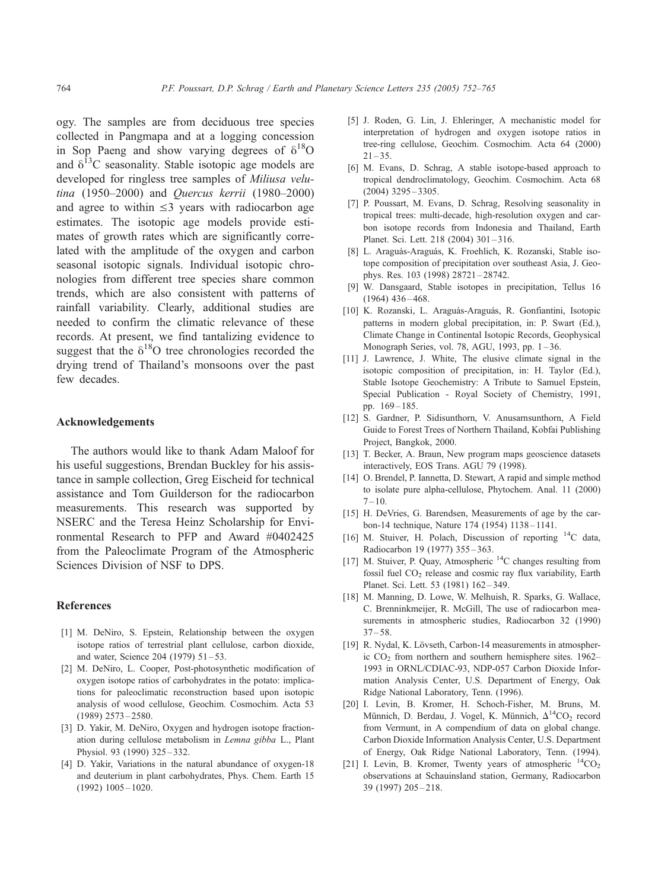ogy. The samples are from deciduous tree species collected in Pangmapa and at a logging concession in Sop Paeng and show varying degrees of $\delta^{18}O$ and $\delta^{13}C$ seasonality. Stable isotopic age models are developed for ringless tree samples of *Miliusa velutina* (1950–2000) and *Quercus kerrii* (1980–2000) and agree to within $\leq 3$ years with radiocarbon age estimates. The isotopic age models provide estimates of growth rates which are significantly correlated with the amplitude of the oxygen and carbon seasonal isotopic signals. Individual isotopic chronologies from different tree species share common trends, which are also consistent with patterns of rainfall variability. Clearly, additional studies are needed to confirm the climatic relevance of these records. At present, we find tantalizing evidence to suggest that the $\delta^{18}O$ tree chronologies recorded the drying trend of Thailand's monsoons over the past few decades.

## Acknowledgements

The authors would like to thank Adam Maloof for his useful suggestions, Brendan Buckley for his assistance in sample collection, Greg Eischeid for technical assistance and Tom Guilderson for the radiocarbon measurements. This research was supported by NSERC and the Teresa Heinz Scholarship for Environmental Research to PFP and Award #0402425 from the Paleoclimate Program of the Atmospheric Sciences Division of NSF to DPS.

## References

[1] M. DeNiro, S. Epstein, Relationship between the oxygen isotope ratios of terrestrial plant cellulose, carbon dioxide, and water, Science 204 (1979) 51–53.

[2] M. DeNiro, L. Cooper, Post-photosynthetic modification of oxygen isotope ratios of carbohydrates in the potato: implications for paleoclimatic reconstruction based upon isotopic analysis of wood cellulose, Geochim. Cosmochim. Acta 53 (1989) 2573–2580.

[3] D. Yakir, M. DeNiro, Oxygen and hydrogen isotope fractionation during cellulose metabolism in *Lemna gibba* L., Plant Physiol. 93 (1990) 325–332.

[4] D. Yakir, Variations in the natural abundance of oxygen-18 and deuterium in plant carbohydrates, Phys. Chem. Earth 15 (1992) 1005–1020.

[5] J. Roden, G. Lin, J. Ehleringer, A mechanistic model for interpretation of hydrogen and oxygen isotope ratios in tree-ring cellulose, Geochim. Cosmochim. Acta 64 (2000) 21–35.

[6] M. Evans, D. Schrag, A stable isotope-based approach to tropical dendroclimatology, Geochim. Cosmochim. Acta 68 (2004) 3295–3305.

[7] P. Poussart, M. Evans, D. Schrag, Resolving seasonality in tropical trees: multi-decade, high-resolution oxygen and carbon isotope records from Indonesia and Thailand, Earth Planet. Sci. Lett. 218 (2004) 301–316.

[8] L. Araguás-Araguás, K. Froehlich, K. Rozanski, Stable isotope composition of precipitation over southeast Asia, J. Geophys. Res. 103 (1998) 28721–28742.

[9] W. Dansgaard, Stable isotopes in precipitation, Tellus 16 (1964) 436–468.

[10] K. Rozanski, L. Araguás-Araguás, R. Gonfiantini, Isotopic patterns in modern global precipitation, in: P. Swart (Ed.), Climate Change in Continental Isotopic Records, Geophysical Monograph Series, vol. 78, AGU, 1993, pp. 1–36.

[11] J. Lawrence, J. White, The elusive climate signal in the isotopic composition of precipitation, in: H. Taylor (Ed.), Stable Isotope Geochemistry: A Tribute to Samuel Epstein, Special Publication - Royal Society of Chemistry, 1991, pp. 169–185.

[12] S. Gardner, P. Sidisunthorn, V. Anusarnsunthorn, A Field Guide to Forest Trees of Northern Thailand, Kobfai Publishing Project, Bangkok, 2000.

[13] T. Becker, A. Braun, New program maps geoscience datasets interactively, EOS Trans. AGU 79 (1998).

[14] O. Brendel, P. Iannetta, D. Stewart, A rapid and simple method to isolate pure alpha-cellulose, Phytochem. Anal. 11 (2000) 7–10.

[15] H. DeVries, G. Barendsen, Measurements of age by the carbon-14 technique, Nature 174 (1954) 1138–1141.

[16] M. Stuiver, H. Polach, Discussion of reporting $^{14}C$ data, Radiocarbon 19 (1977) 355–363.

[17] M. Stuiver, P. Quay, Atmospheric $^{14}C$ changes resulting from fossil fuel $CO_2$ release and cosmic ray flux variability, Earth Planet. Sci. Lett. 53 (1981) 162–349.

[18] M. Manning, D. Lowe, W. Melhuish, R. Sparks, G. Wallace, C. Brenninkmeijer, R. McGill, The use of radiocarbon measurements in atmospheric studies, Radiocarbon 32 (1990) 37–58.

[19] R. Nydal, K. Lövseth, Carbon-14 measurements in atmospheric $CO_2$ from northern and southern hemisphere sites. 1962–1993 in ORNL/CDIAC-93, NDP-057 Carbon Dioxide Information Analysis Center, U.S. Department of Energy, Oak Ridge National Laboratory, Tenn. (1996).

[20] I. Levin, B. Kromer, H. Schoch-Fisher, M. Bruns, M. Münnich, D. Berdau, J. Vogel, K. Münnich, $\Delta^{14}CO_2$ record from Vermunt, in A compendium of data on global change. Carbon Dioxide Information Analysis Center, U.S. Department of Energy, Oak Ridge National Laboratory, Tenn. (1994).

[21] I. Levin, B. Kromer, Twenty years of atmospheric $^{14}CO_2$ observations at Schauinsland station, Germany, Radiocarbon 39 (1997) 205–218.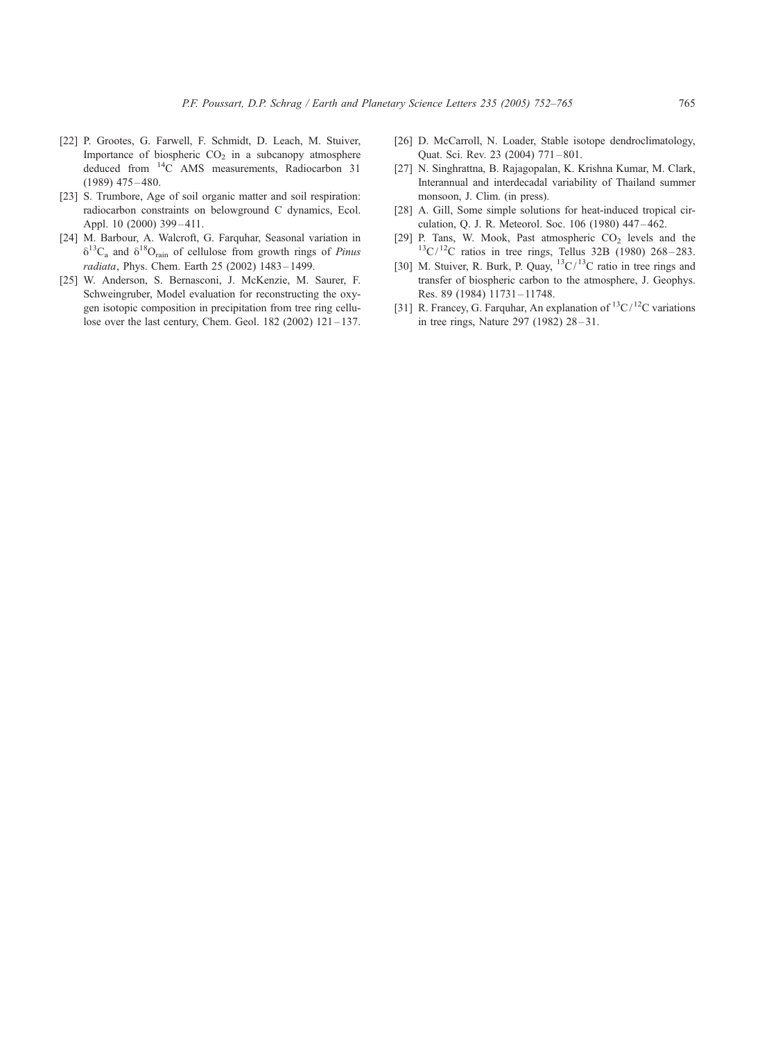[22] P. Grootes, G. Farwell, F. Schmidt, D. Leach, M. Stuiver, Importance of biospheric $CO_2$ in a subcanopy atmosphere deduced from $^{14}C$ AMS measurements, Radiocarbon 31 (1989) 475–480.

[23] S. Trumbore, Age of soil organic matter and soil respiration: radiocarbon constraints on belowground C dynamics, Ecol. Appl. 10 (2000) 399–411.

[24] M. Barbour, A. Walcroft, G. Farquhar, Seasonal variation in $\delta^{13}C_a$ and $\delta^{18}O_{rain}$ of cellulose from growth rings of *Pinus radiata*, Phys. Chem. Earth 25 (2002) 1483–1499.

[25] W. Anderson, S. Bernasconi, J. McKenzie, M. Saurer, F. Schweingruber, Model evaluation for reconstructing the oxygen isotopic composition in precipitation from tree ring cellulose over the last century, Chem. Geol. 182 (2002) 121–137.

[26] D. McCarroll, N. Loader, Stable isotope dendroclimatology, Quat. Sci. Rev. 23 (2004) 771–801.

[27] N. Singhrattna, B. Rajagopalan, K. Krishna Kumar, M. Clark, Interannual and interdecadal variability of Thailand summer monsoon, J. Clim. (in press).

[28] A. Gill, Some simple solutions for heat-induced tropical circulation, Q. J. R. Meteorol. Soc. 106 (1980) 447–462.

[29] P. Tans, W. Mook, Past atmospheric $CO_2$ levels and the $^{13}C/^{12}C$ ratios in tree rings, Tellus 32B (1980) 268–283.

[30] M. Stuiver, R. Burk, P. Quay, $^{13}C/^{13}C$ ratio in tree rings and transfer of biospheric carbon to the atmosphere, J. Geophys. Res. 89 (1984) 11731–11748.

[31] R. Francey, G. Farquhar, An explanation of $^{13}C/^{12}C$ variations in tree rings, Nature 297 (1982) 28–31.